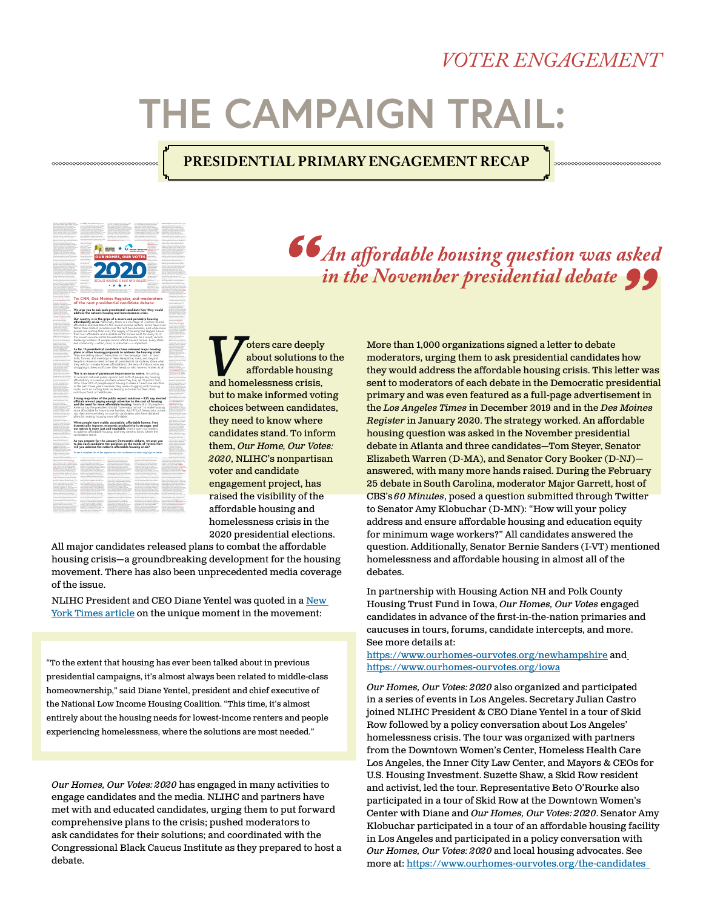*VOTER ENGAGEMENT*

# THE CAMPAIGN TRAIL:

## PRESIDENTIAL PRIMARY ENGAGEMENT RECAP

> *"An affordable housing question was asked in the November presidential debate"*

Voters care deeply about solutions to the affordable housing and homelessness crisis, but to make informed voting choices between candidates, they need to know where candidates stand. To inform them, *Our Home, Our Votes: 2020*, NLIHC's nonpartisan voter and candidate engagement project, has raised the visibility of the affordable housing and homelessness crisis in the 2020 presidential elections. All major candidates released plans to combat the affordable housing crisis—a groundbreaking development for the housing movement. There has also been unprecedented media coverage of the issue.

NLIHC President and CEO Diane Yentel was quoted in a [New York Times article](#) on the unique moment in the movement:

> "To the extent that housing has ever been talked about in previous presidential campaigns, it's almost always been related to middle-class homeownership," said Diane Yentel, president and chief executive of the National Low Income Housing Coalition. "This time, it's almost entirely about the housing needs for lowest-income renters and people experiencing homelessness, where the solutions are most needed."

*Our Homes, Our Votes: 2020* has engaged in many activities to engage candidates and the media. NLIHC and partners have met with and educated candidates, urging them to put forward comprehensive plans to the crisis; pushed moderators to ask candidates for their solutions; and coordinated with the Congressional Black Caucus Institute as they prepared to host a debate.

More than 1,000 organizations signed a letter to debate moderators, urging them to ask presidential candidates how they would address the affordable housing crisis. This letter was sent to moderators of each debate in the Democratic presidential primary and was even featured as a full-page advertisement in the *Los Angeles Times* in December 2019 and in the *Des Moines Register* in January 2020. The strategy worked. An affordable housing question was asked in the November presidential debate in Atlanta and three candidates—Tom Steyer, Senator Elizabeth Warren (D-MA), and Senator Cory Booker (D-NJ)—answered, with many more hands raised. During the February 25 debate in South Carolina, moderator Major Garrett, host of CBS's *60 Minutes*, posed a question submitted through Twitter to Senator Amy Klobuchar (D-MN): "How will your policy address and ensure affordable housing and education equity for minimum wage workers?" All candidates answered the question. Additionally, Senator Bernie Sanders (I-VT) mentioned homelessness and affordable housing in almost all of the debates.

In partnership with Housing Action NH and Polk County Housing Trust Fund in Iowa, *Our Homes, Our Votes* engaged candidates in advance of the first-in-the-nation primaries and caucuses in tours, forums, candidate intercepts, and more. See more details at: [https://www.ourhomes-ourvotes.org/newhampshire](https://www.ourhomes-ourvotes.org/newhampshire) and [https://www.ourhomes-ourvotes.org/iowa](https://www.ourhomes-ourvotes.org/iowa)

*Our Homes, Our Votes: 2020* also organized and participated in a series of events in Los Angeles. Secretary Julian Castro joined NLIHC President & CEO Diane Yentel in a tour of Skid Row followed by a policy conversation about Los Angeles' homelessness crisis. The tour was organized with partners from the Downtown Women's Center, Homeless Health Care Los Angeles, the Inner City Law Center, and Mayors & CEOs for U.S. Housing Investment. Suzette Shaw, a Skid Row resident and activist, led the tour. Representative Beto O'Rourke also participated in a tour of Skid Row at the Downtown Women's Center with Diane and *Our Homes, Our Votes: 2020*. Senator Amy Klobuchar participated in a tour of an affordable housing facility in Los Angeles and participated in a policy conversation with *Our Homes, Our Votes: 2020* and local housing advocates. See more at: [https://www.ourhomes-ourvotes.org/the-candidates](https://www.ourhomes-ourvotes.org/the-candidates)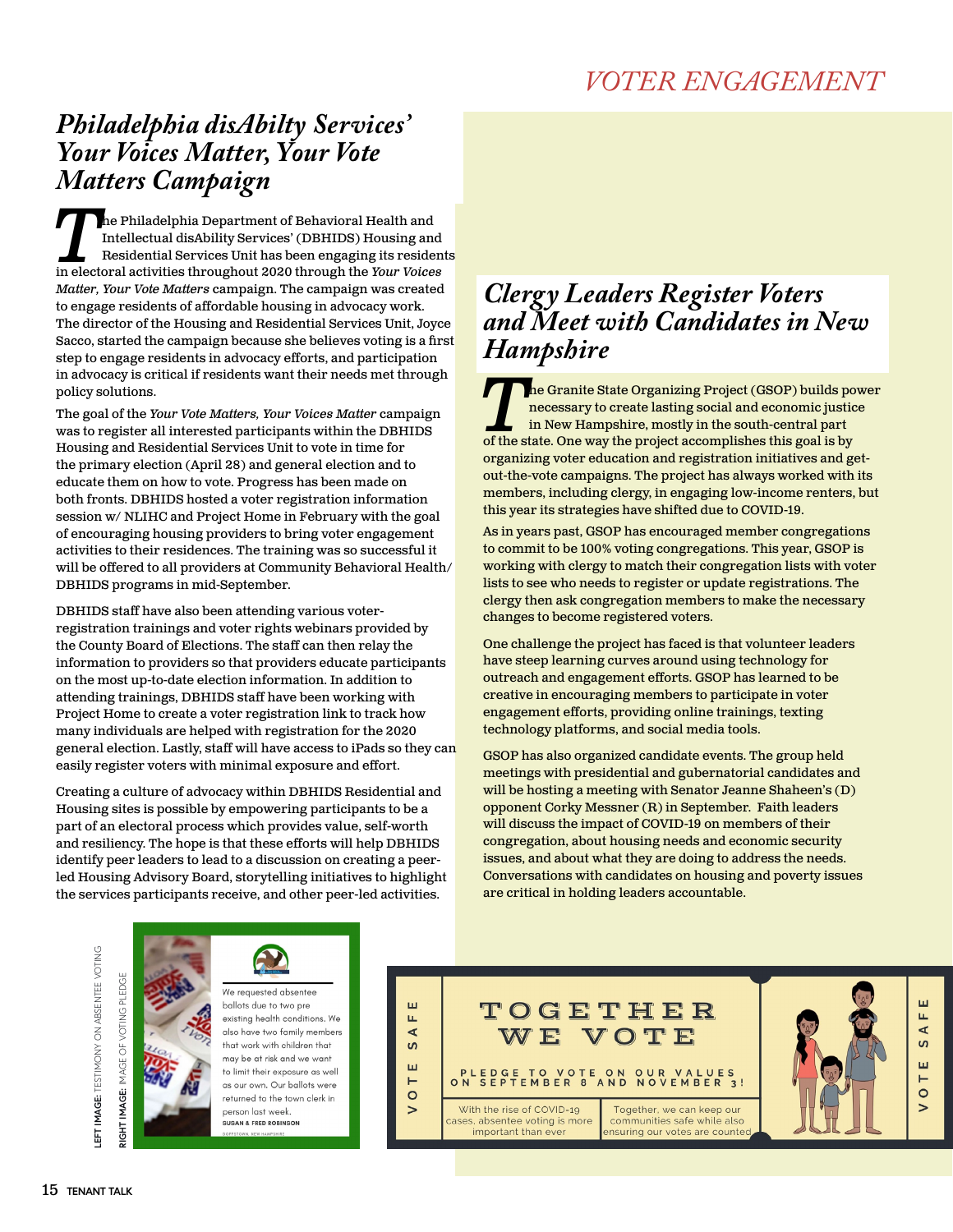## VOTER ENGAGEMENT

### *Philadelphia disAbility Services' Your Voices Matter, Your Vote Matters Campaign*

The Philadelphia Department of Behavioral Health and Intellectual disAbility Services' (DBHIDS) Housing and Residential Services Unit has been engaging its residents in electoral activities throughout 2020 through the *Your Voices Matter, Your Vote Matters* campaign. The campaign was created to engage residents of affordable housing in advocacy work. The director of the Housing and Residential Services Unit, Joyce Sacco, started the campaign because she believes voting is a first step to engage residents in advocacy efforts, and participation in advocacy is critical if residents want their needs met through policy solutions.

The goal of the *Your Vote Matters, Your Voices Matter* campaign was to register all interested participants within the DBHIDS Housing and Residential Services Unit to vote in time for the primary election (April 28) and general election and to educate them on how to vote. Progress has been made on both fronts. DBHIDS hosted a voter registration information session w/ NLIHC and Project Home in February with the goal of encouraging housing providers to bring voter engagement activities to their residences. The training was so successful it will be offered to all providers at Community Behavioral Health/ DBHIDS programs in mid-September.

DBHIDS staff have also been attending various voter-registration trainings and voter rights webinars provided by the County Board of Elections. The staff can then relay the information to providers so that providers educate participants on the most up-to-date election information. In addition to attending trainings, DBHIDS staff have been working with Project Home to create a voter registration link to track how many individuals are helped with registration for the 2020 general election. Lastly, staff will have access to iPads so they can easily register voters with minimal exposure and effort.

Creating a culture of advocacy within DBHIDS Residential and Housing sites is possible by empowering participants to be a part of an electoral process which provides value, self-worth and resiliency. The hope is that these efforts will help DBHIDS identify peer leaders to lead to a discussion on creating a peer-led Housing Advisory Board, storytelling initiatives to highlight the services participants receive, and other peer-led activities.

### *Clergy Leaders Register Voters and Meet with Candidates in New Hampshire*

The Granite State Organizing Project (GSOP) builds power necessary to create lasting social and economic justice in New Hampshire, mostly in the south-central part of the state. One way the project accomplishes this goal is by organizing voter education and registration initiatives and get-out-the-vote campaigns. The project has always worked with its members, including clergy, in engaging low-income renters, but this year its strategies have shifted due to COVID-19.

As in years past, GSOP has encouraged member congregations to commit to be 100% voting congregations. This year, GSOP is working with clergy to match their congregation lists with voter lists to see who needs to register or update registrations. The clergy then ask congregation members to make the necessary changes to become registered voters.

One challenge the project has faced is that volunteer leaders have steep learning curves around using technology for outreach and engagement efforts. GSOP has learned to be creative in encouraging members to participate in voter engagement efforts, providing online trainings, texting technology platforms, and social media tools.

GSOP has also organized candidate events. The group held meetings with presidential and gubernatorial candidates and will be hosting a meeting with Senator Jeanne Shaheen's (D) opponent Corky Messner (R) in September. Faith leaders will discuss the impact of COVID-19 on members of their congregation, about housing needs and economic security issues, and about what they are doing to address the needs. Conversations with candidates on housing and poverty issues are critical in holding leaders accountable.

We requested absentee ballots due to two pre existing health conditions. We also have two family members that work with children that may be at risk and we want to limit their exposure as well as our own. Our ballots were returned to the town clerk in person last week.
SUSAN & FRED ROBINSON
GOFFSTOWN, NEW HAMPSHIRE

VOTE SAFE

TOGETHER WE VOTE

PLEDGE TO VOTE ON OUR VALUES ON SEPTEMBER 8 AND NOVEMBER 3!

With the rise of COVID-19 cases, absentee voting is more important than ever

Together, we can keep our communities safe while also ensuring our votes are counted

VOTE SAFE

**LEFT IMAGE:** TESTIMONY ON ABSENTEE VOTING
**RIGHT IMAGE:** IMAGE OF VOTING PLEDGE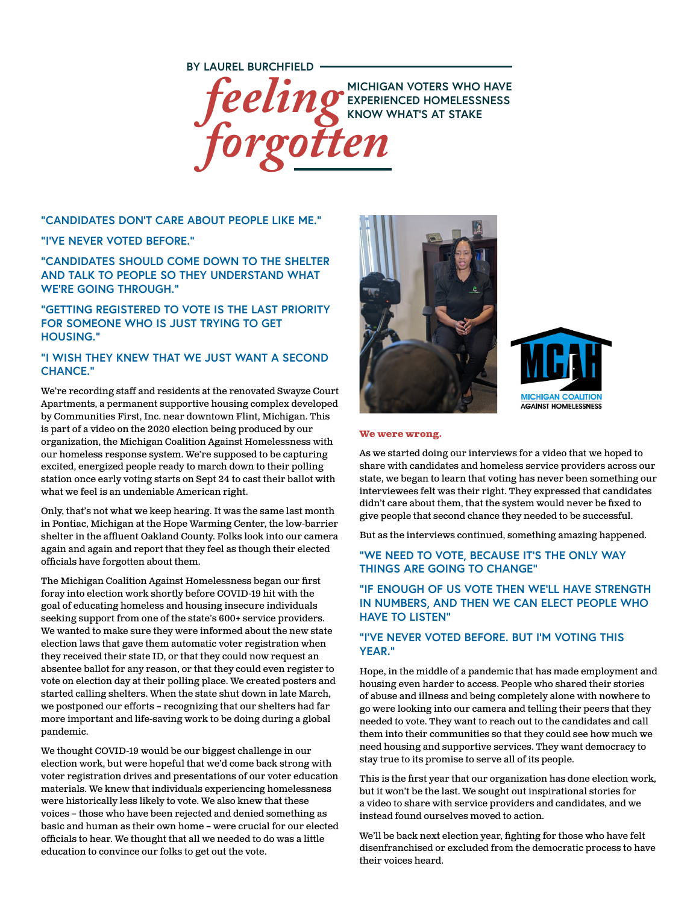BY LAUREL BURCHFIELD

# *feeling forgotten*

## MICHIGAN VOTERS WHO HAVE EXPERIENCED HOMELESSNESS KNOW WHAT'S AT STAKE

"CANDIDATES DON'T CARE ABOUT PEOPLE LIKE ME."

"I'VE NEVER VOTED BEFORE."

"CANDIDATES SHOULD COME DOWN TO THE SHELTER AND TALK TO PEOPLE SO THEY UNDERSTAND WHAT WE'RE GOING THROUGH."

"GETTING REGISTERED TO VOTE IS THE LAST PRIORITY FOR SOMEONE WHO IS JUST TRYING TO GET HOUSING."

"I WISH THEY KNEW THAT WE JUST WANT A SECOND CHANCE."

We're recording staff and residents at the renovated Swayze Court Apartments, a permanent supportive housing complex developed by Communities First, Inc. near downtown Flint, Michigan. This is part of a video on the 2020 election being produced by our organization, the Michigan Coalition Against Homelessness with our homeless response system. We're supposed to be capturing excited, energized people ready to march down to their polling station once early voting starts on Sept 24 to cast their ballot with what we feel is an undeniable American right.

Only, that's not what we keep hearing. It was the same last month in Pontiac, Michigan at the Hope Warming Center, the low-barrier shelter in the affluent Oakland County. Folks look into our camera again and again and report that they feel as though their elected officials have forgotten about them.

The Michigan Coalition Against Homelessness began our first foray into election work shortly before COVID-19 hit with the goal of educating homeless and housing insecure individuals seeking support from one of the state's 600+ service providers. We wanted to make sure they were informed about the new state election laws that gave them automatic voter registration when they received their state ID, or that they could now request an absentee ballot for any reason, or that they could even register to vote on election day at their polling place. We created posters and started calling shelters. When the state shut down in late March, we postponed our efforts – recognizing that our shelters had far more important and life-saving work to be doing during a global pandemic.

We thought COVID-19 would be our biggest challenge in our election work, but were hopeful that we'd come back strong with voter registration drives and presentations of our voter education materials. We knew that individuals experiencing homelessness were historically less likely to vote. We also knew that these voices – those who have been rejected and denied something as basic and human as their own home – were crucial for our elected officials to hear. We thought that all we needed to do was a little education to convince our folks to get out the vote.

MCAH
MICHIGAN COALITION AGAINST HOMELESSNESS

**We were wrong.**

As we started doing our interviews for a video that we hoped to share with candidates and homeless service providers across our state, we began to learn that voting has never been something our interviewees felt was their right. They expressed that candidates didn't care about them, that the system would never be fixed to give people that second chance they needed to be successful.

But as the interviews continued, something amazing happened.

"WE NEED TO VOTE, BECAUSE IT'S THE ONLY WAY THINGS ARE GOING TO CHANGE"

"IF ENOUGH OF US VOTE THEN WE'LL HAVE STRENGTH IN NUMBERS, AND THEN WE CAN ELECT PEOPLE WHO HAVE TO LISTEN"

"I'VE NEVER VOTED BEFORE. BUT I'M VOTING THIS YEAR."

Hope, in the middle of a pandemic that has made employment and housing even harder to access. People who shared their stories of abuse and illness and being completely alone with nowhere to go were looking into our camera and telling their peers that they needed to vote. They want to reach out to the candidates and call them into their communities so that they could see how much we need housing and supportive services. They want democracy to stay true to its promise to serve all of its people.

This is the first year that our organization has done election work, but it won't be the last. We sought out inspirational stories for a video to share with service providers and candidates, and we instead found ourselves moved to action.

We'll be back next election year, fighting for those who have felt disenfranchised or excluded from the democratic process to have their voices heard.